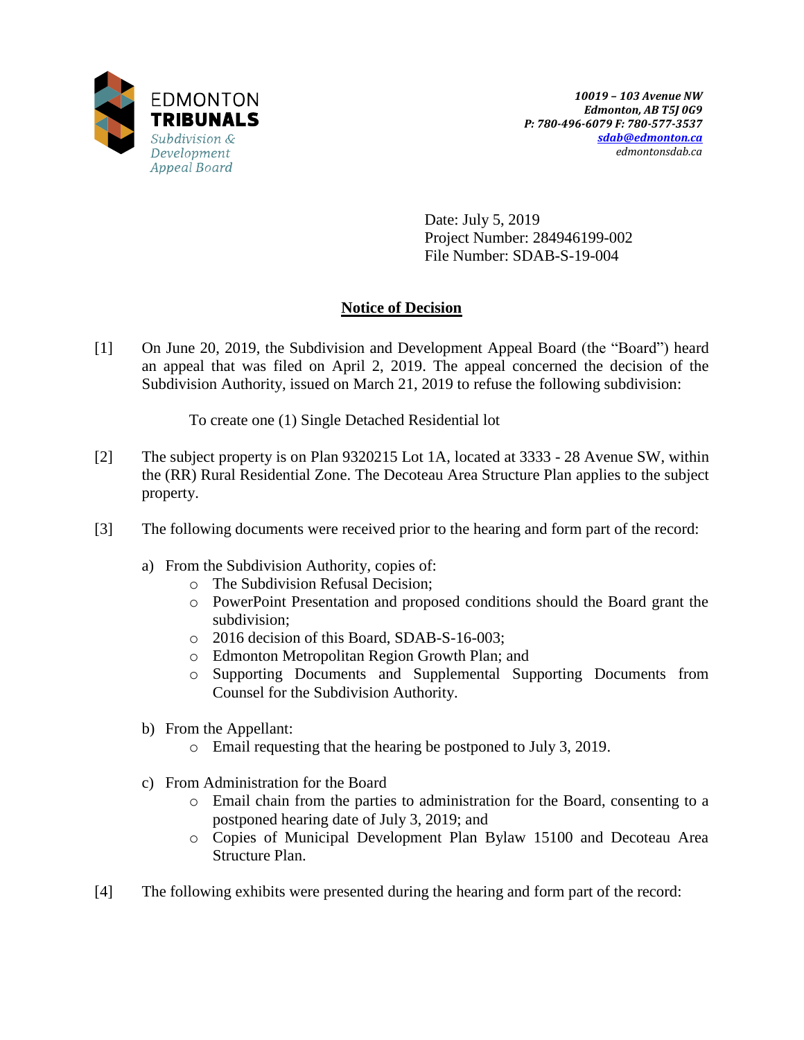EDMONTON
**TRIBUNALS**
*Subdivision & Development Appeal Board*

***10019 – 103 Avenue NW***
***Edmonton, AB T5J 0G9***
***P: 780-496-6079 F: 780-577-3537***
***sdab@edmonton.ca***
*edmontonsdab.ca*

Date: July 5, 2019
Project Number: 284946199-002
File Number: SDAB-S-19-004

## Notice of Decision

[1] On June 20, 2019, the Subdivision and Development Appeal Board (the "Board") heard an appeal that was filed on April 2, 2019. The appeal concerned the decision of the Subdivision Authority, issued on March 21, 2019 to refuse the following subdivision:

To create one (1) Single Detached Residential lot

[2] The subject property is on Plan 9320215 Lot 1A, located at 3333 - 28 Avenue SW, within the (RR) Rural Residential Zone. The Decoteau Area Structure Plan applies to the subject property.

[3] The following documents were received prior to the hearing and form part of the record:

a) From the Subdivision Authority, copies of:
   - The Subdivision Refusal Decision;
   - PowerPoint Presentation and proposed conditions should the Board grant the subdivision;
   - 2016 decision of this Board, SDAB-S-16-003;
   - Edmonton Metropolitan Region Growth Plan; and
   - Supporting Documents and Supplemental Supporting Documents from Counsel for the Subdivision Authority.

b) From the Appellant:
   - Email requesting that the hearing be postponed to July 3, 2019.

c) From Administration for the Board
   - Email chain from the parties to administration for the Board, consenting to a postponed hearing date of July 3, 2019; and
   - Copies of Municipal Development Plan Bylaw 15100 and Decoteau Area Structure Plan.

[4] The following exhibits were presented during the hearing and form part of the record: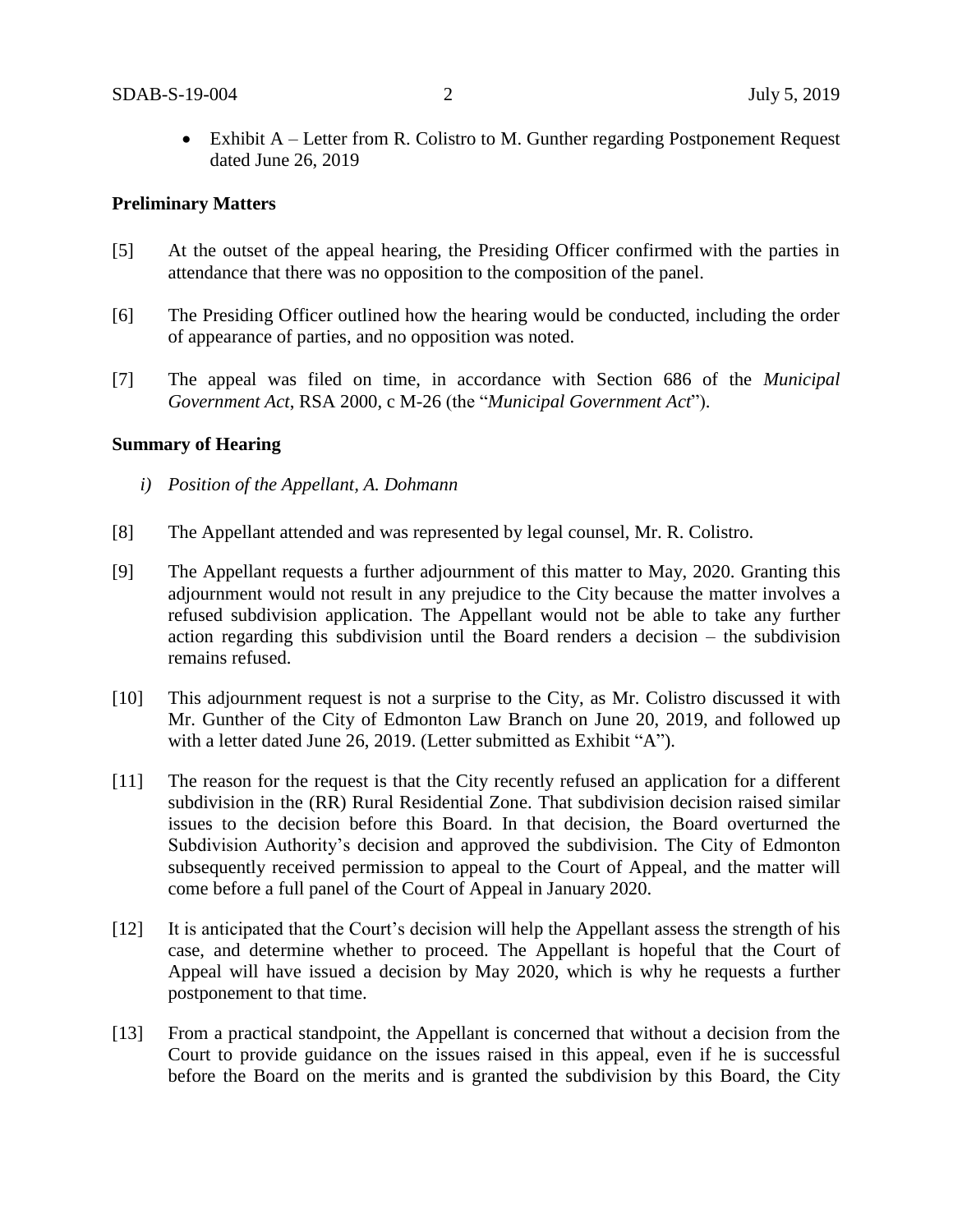- Exhibit A – Letter from R. Colistro to M. Gunther regarding Postponement Request dated June 26, 2019

**Preliminary Matters**

[5] At the outset of the appeal hearing, the Presiding Officer confirmed with the parties in attendance that there was no opposition to the composition of the panel.

[6] The Presiding Officer outlined how the hearing would be conducted, including the order of appearance of parties, and no opposition was noted.

[7] The appeal was filed on time, in accordance with Section 686 of the *Municipal Government Act*, RSA 2000, c M-26 (the "*Municipal Government Act*").

**Summary of Hearing**

*i) Position of the Appellant, A. Dohmann*

[8] The Appellant attended and was represented by legal counsel, Mr. R. Colistro.

[9] The Appellant requests a further adjournment of this matter to May, 2020. Granting this adjournment would not result in any prejudice to the City because the matter involves a refused subdivision application. The Appellant would not be able to take any further action regarding this subdivision until the Board renders a decision – the subdivision remains refused.

[10] This adjournment request is not a surprise to the City, as Mr. Colistro discussed it with Mr. Gunther of the City of Edmonton Law Branch on June 20, 2019, and followed up with a letter dated June 26, 2019. (Letter submitted as Exhibit "A").

[11] The reason for the request is that the City recently refused an application for a different subdivision in the (RR) Rural Residential Zone. That subdivision decision raised similar issues to the decision before this Board. In that decision, the Board overturned the Subdivision Authority's decision and approved the subdivision. The City of Edmonton subsequently received permission to appeal to the Court of Appeal, and the matter will come before a full panel of the Court of Appeal in January 2020.

[12] It is anticipated that the Court's decision will help the Appellant assess the strength of his case, and determine whether to proceed. The Appellant is hopeful that the Court of Appeal will have issued a decision by May 2020, which is why he requests a further postponement to that time.

[13] From a practical standpoint, the Appellant is concerned that without a decision from the Court to provide guidance on the issues raised in this appeal, even if he is successful before the Board on the merits and is granted the subdivision by this Board, the City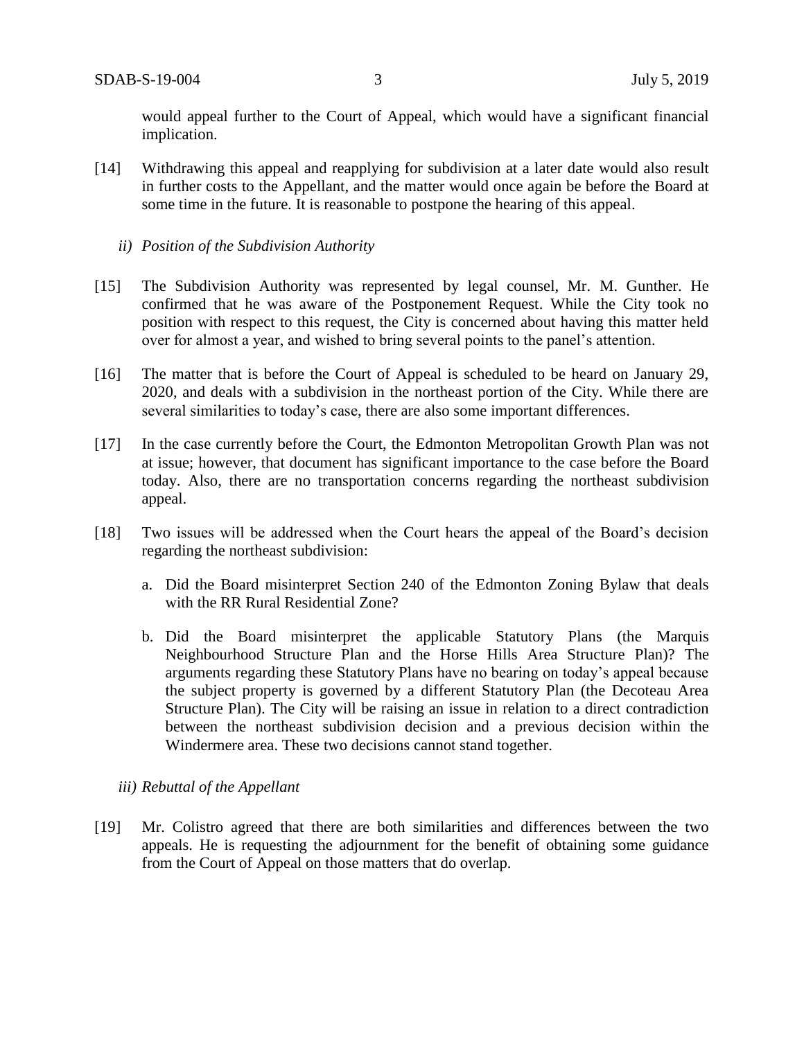would appeal further to the Court of Appeal, which would have a significant financial implication.

[14] Withdrawing this appeal and reapplying for subdivision at a later date would also result in further costs to the Appellant, and the matter would once again be before the Board at some time in the future. It is reasonable to postpone the hearing of this appeal.

*ii) Position of the Subdivision Authority*

[15] The Subdivision Authority was represented by legal counsel, Mr. M. Gunther. He confirmed that he was aware of the Postponement Request. While the City took no position with respect to this request, the City is concerned about having this matter held over for almost a year, and wished to bring several points to the panel's attention.

[16] The matter that is before the Court of Appeal is scheduled to be heard on January 29, 2020, and deals with a subdivision in the northeast portion of the City. While there are several similarities to today's case, there are also some important differences.

[17] In the case currently before the Court, the Edmonton Metropolitan Growth Plan was not at issue; however, that document has significant importance to the case before the Board today. Also, there are no transportation concerns regarding the northeast subdivision appeal.

[18] Two issues will be addressed when the Court hears the appeal of the Board's decision regarding the northeast subdivision:

a. Did the Board misinterpret Section 240 of the Edmonton Zoning Bylaw that deals with the RR Rural Residential Zone?

b. Did the Board misinterpret the applicable Statutory Plans (the Marquis Neighbourhood Structure Plan and the Horse Hills Area Structure Plan)? The arguments regarding these Statutory Plans have no bearing on today's appeal because the subject property is governed by a different Statutory Plan (the Decoteau Area Structure Plan). The City will be raising an issue in relation to a direct contradiction between the northeast subdivision decision and a previous decision within the Windermere area. These two decisions cannot stand together.

*iii) Rebuttal of the Appellant*

[19] Mr. Colistro agreed that there are both similarities and differences between the two appeals. He is requesting the adjournment for the benefit of obtaining some guidance from the Court of Appeal on those matters that do overlap.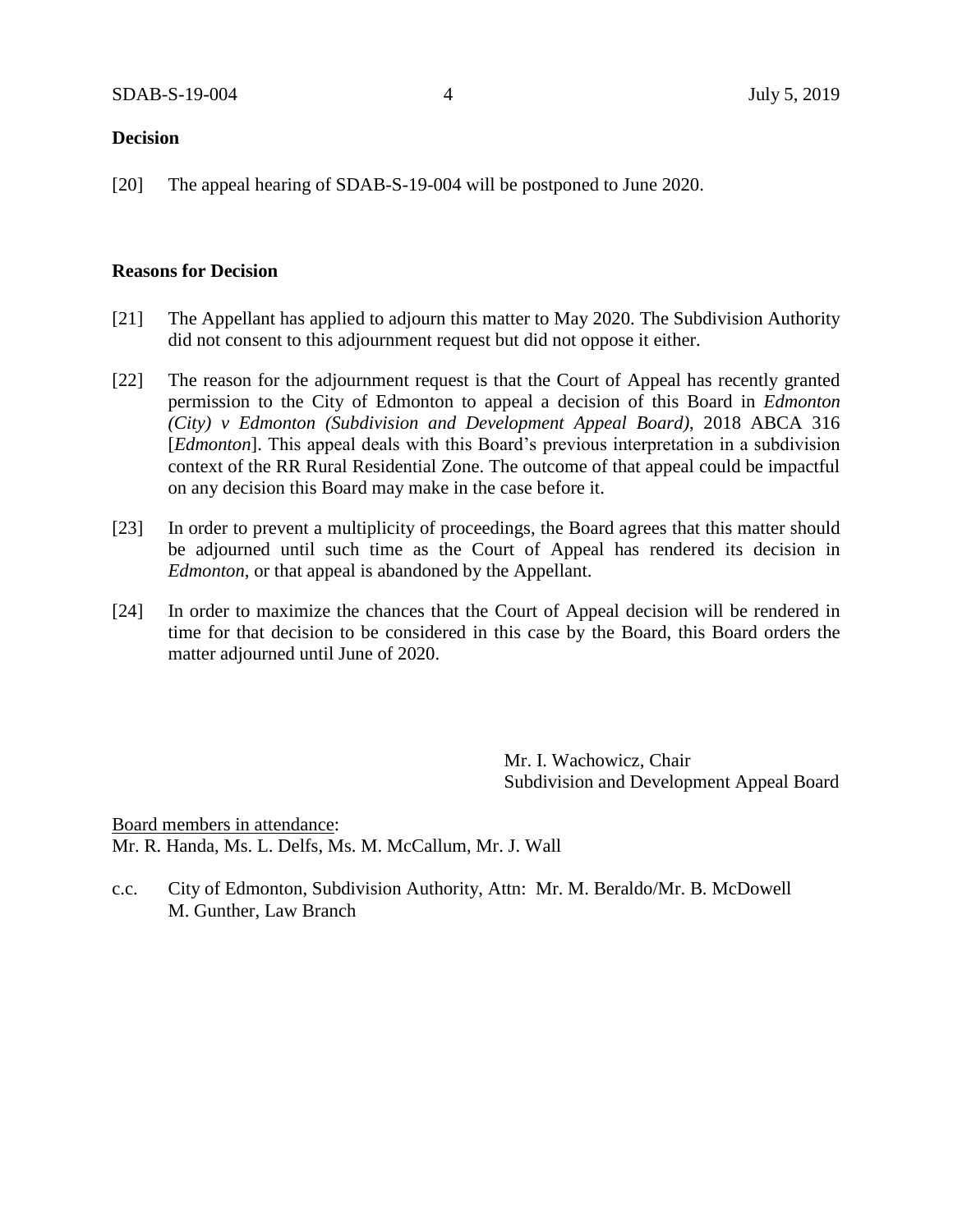**Decision**

[20] The appeal hearing of SDAB-S-19-004 will be postponed to June 2020.

**Reasons for Decision**

[21] The Appellant has applied to adjourn this matter to May 2020. The Subdivision Authority did not consent to this adjournment request but did not oppose it either.

[22] The reason for the adjournment request is that the Court of Appeal has recently granted permission to the City of Edmonton to appeal a decision of this Board in *Edmonton (City) v Edmonton (Subdivision and Development Appeal Board)*, 2018 ABCA 316 [*Edmonton*]. This appeal deals with this Board's previous interpretation in a subdivision context of the RR Rural Residential Zone. The outcome of that appeal could be impactful on any decision this Board may make in the case before it.

[23] In order to prevent a multiplicity of proceedings, the Board agrees that this matter should be adjourned until such time as the Court of Appeal has rendered its decision in *Edmonton*, or that appeal is abandoned by the Appellant.

[24] In order to maximize the chances that the Court of Appeal decision will be rendered in time for that decision to be considered in this case by the Board, this Board orders the matter adjourned until June of 2020.

Mr. I. Wachowicz, Chair
Subdivision and Development Appeal Board

Board members in attendance:
Mr. R. Handa, Ms. L. Delfs, Ms. M. McCallum, Mr. J. Wall

c.c. City of Edmonton, Subdivision Authority, Attn: Mr. M. Beraldo/Mr. B. McDowell
M. Gunther, Law Branch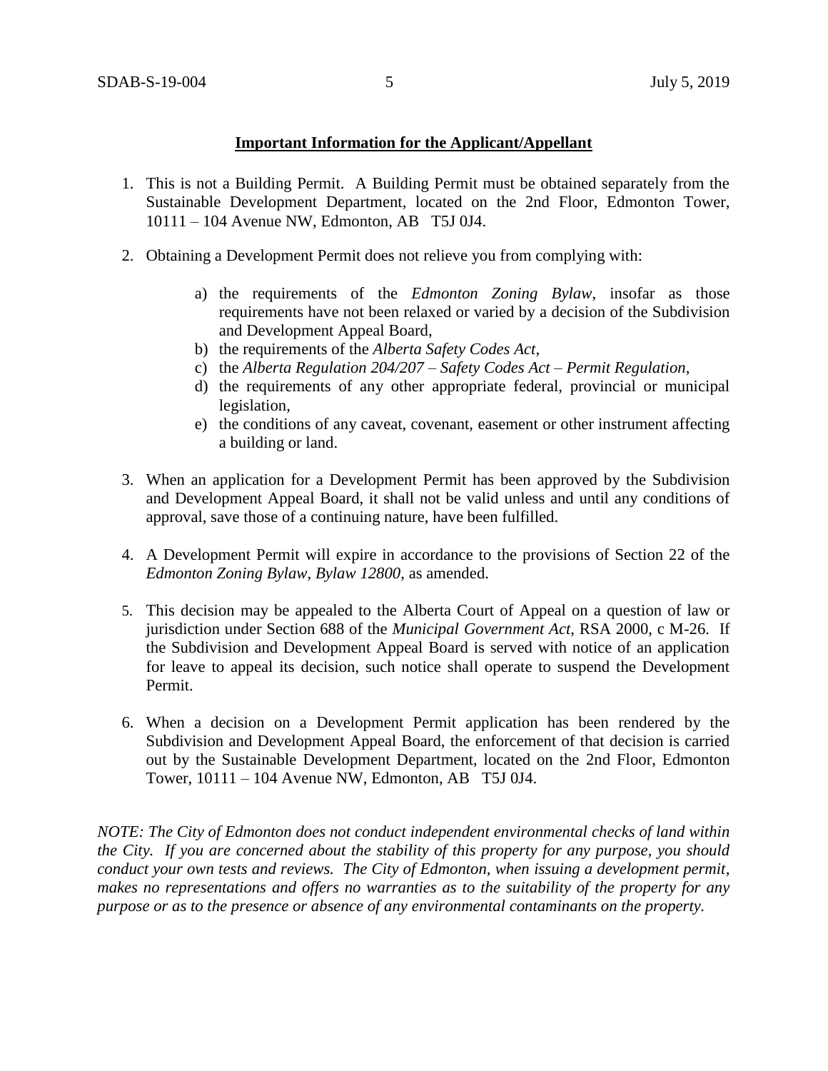**Important Information for the Applicant/Appellant**

1. This is not a Building Permit. A Building Permit must be obtained separately from the Sustainable Development Department, located on the 2nd Floor, Edmonton Tower, 10111 – 104 Avenue NW, Edmonton, AB T5J 0J4.

2. Obtaining a Development Permit does not relieve you from complying with:

   a) the requirements of the *Edmonton Zoning Bylaw*, insofar as those requirements have not been relaxed or varied by a decision of the Subdivision and Development Appeal Board,
   b) the requirements of the *Alberta Safety Codes Act*,
   c) the *Alberta Regulation 204/207 – Safety Codes Act – Permit Regulation*,
   d) the requirements of any other appropriate federal, provincial or municipal legislation,
   e) the conditions of any caveat, covenant, easement or other instrument affecting a building or land.

3. When an application for a Development Permit has been approved by the Subdivision and Development Appeal Board, it shall not be valid unless and until any conditions of approval, save those of a continuing nature, have been fulfilled.

4. A Development Permit will expire in accordance to the provisions of Section 22 of the *Edmonton Zoning Bylaw, Bylaw 12800*, as amended.

5. This decision may be appealed to the Alberta Court of Appeal on a question of law or jurisdiction under Section 688 of the *Municipal Government Act*, RSA 2000, c M-26. If the Subdivision and Development Appeal Board is served with notice of an application for leave to appeal its decision, such notice shall operate to suspend the Development Permit.

6. When a decision on a Development Permit application has been rendered by the Subdivision and Development Appeal Board, the enforcement of that decision is carried out by the Sustainable Development Department, located on the 2nd Floor, Edmonton Tower, 10111 – 104 Avenue NW, Edmonton, AB T5J 0J4.

*NOTE: The City of Edmonton does not conduct independent environmental checks of land within the City. If you are concerned about the stability of this property for any purpose, you should conduct your own tests and reviews. The City of Edmonton, when issuing a development permit, makes no representations and offers no warranties as to the suitability of the property for any purpose or as to the presence or absence of any environmental contaminants on the property.*